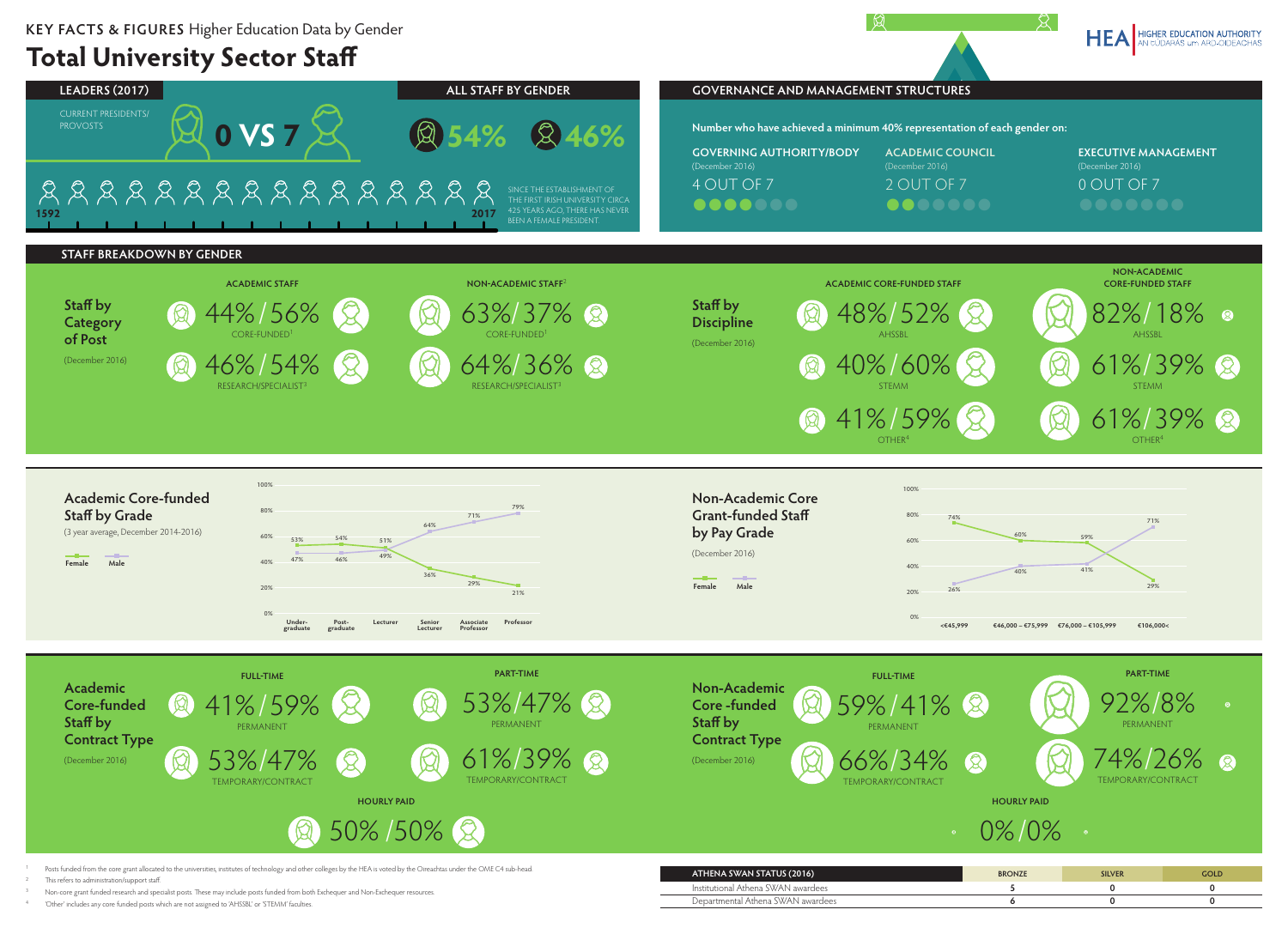KEY FACTS & FIGURES Higher Education Data by Gender

# Total University Sector Staff

HEA HIGHER EDUCATION AUTHORITY AN tÚDARÁS um ARD-OIDEACHAS

## LEADERS (2017)

CURRENT PRESIDENTS/ PROVOSTS

**0 VS 7**

1592 — 2017

SINCE THE ESTABLISHMENT OF THE FIRST IRISH UNIVERSITY CIRCA 425 YEARS AGO, THERE HAS NEVER BEEN A FEMALE PRESIDENT.

## ALL STAFF BY GENDER

**54%** **46%**

## GOVERNANCE AND MANAGEMENT STRUCTURES

**Number who have achieved a minimum 40% representation of each gender on:**

| GOVERNING AUTHORITY/BODY (December 2016) | ACADEMIC COUNCIL (December 2016) | EXECUTIVE MANAGEMENT (December 2016) |
|---|---|---|
| 4 OUT OF 7 | 2 OUT OF 7 | 0 OUT OF 7 |

## STAFF BREAKDOWN BY GENDER

### Staff by Category of Post

(December 2016)

| | ACADEMIC STAFF | NON-ACADEMIC STAFF[2] |
|---|---|---|
| CORE-FUNDED[1] | 44% / 56% | 63% / 37% |
| RESEARCH/SPECIALIST[3] | 46% / 54% | 64% / 36% |

### Staff by Discipline

(December 2016)

| | ACADEMIC CORE-FUNDED STAFF | NON-ACADEMIC CORE-FUNDED STAFF |
|---|---|---|
| AHSSBL | 48% / 52% | 82% / 18% |
| STEMM | 40% / 60% | 61% / 39% |
| OTHER[4] | 41% / 59% | 61% / 39% |

### Academic Core-funded Staff by Grade

(3 year average, December 2014-2016)

| Grade | Female | Male |
|---|---|---|
| Undergraduate | 53% | 47% |
| Postgraduate | 54% | 46% |
| Lecturer | 51% | 49% |
| Senior Lecturer | 36% | 64% |
| Associate Professor | 29% | 71% |
| Professor | 21% | 79% |

### Non-Academic Core Grant-funded Staff by Pay Grade

(December 2016)

| Pay Grade | Female | Male |
|---|---|---|
| <€45,999 | 74% | 26% |
| €46,000 – €75,999 | 60% | 40% |
| €76,000 – €105,999 | 59% | 41% |
| €106,000< | 29% | 71% |

### Academic Core-funded Staff by Contract Type

(December 2016)

| | FULL-TIME | PART-TIME |
|---|---|---|
| PERMANENT | 41% / 59% | 53% / 47% |
| TEMPORARY/CONTRACT | 53% / 47% | 61% / 39% |
| HOURLY PAID | 50% / 50% | |

### Non-Academic Core-funded Staff by Contract Type

(December 2016)

| | FULL-TIME | PART-TIME |
|---|---|---|
| PERMANENT | 59% / 41% | 92% / 8% |
| TEMPORARY/CONTRACT | 66% / 34% | 74% / 26% |
| HOURLY PAID | | 0% / 0% |

| ATHENA SWAN STATUS (2016) | BRONZE | SILVER | GOLD |
|---|---|---|---|
| Institutional Athena SWAN awardees | 5 | 0 | 0 |
| Departmental Athena SWAN awardees | 6 | 0 | 0 |

1 Posts funded from the core grant allocated to the universities, institutes of technology and other colleges by the HEA is voted by the Oireachtas under the OME C4 sub-head.
2 This refers to administration/support staff.
3 Non-core grant funded research and specialist posts. These may include posts funded from both Exchequer and Non-Exchequer resources.
4 'Other' includes any core funded posts which are not assigned to 'AHSSBL' or 'STEMM' faculties.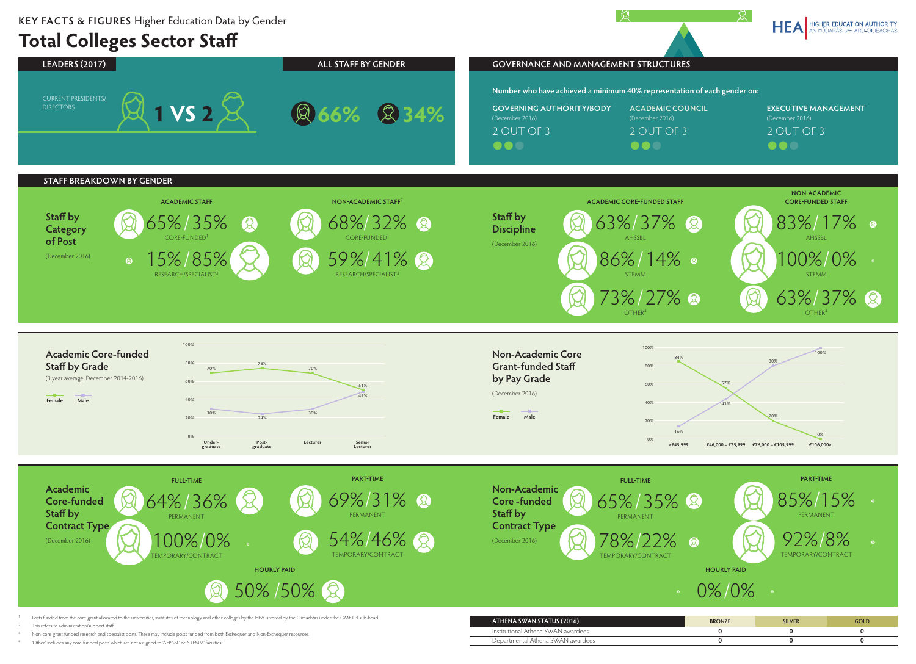**KEY FACTS & FIGURES** Higher Education Data by Gender

# Total Colleges Sector Staff

## LEADERS (2017)

CURRENT PRESIDENTS/ DIRECTORS

**1 VS 2**

## ALL STAFF BY GENDER

**66%** **34%**

## GOVERNANCE AND MANAGEMENT STRUCTURES

**Number who have achieved a minimum 40% representation of each gender on:**

| GOVERNING AUTHORITY/BODY (December 2016) | ACADEMIC COUNCIL (December 2016) | EXECUTIVE MANAGEMENT (December 2016) |
|---|---|---|
| 2 OUT OF 3 | 2 OUT OF 3 | 2 OUT OF 3 |

## STAFF BREAKDOWN BY GENDER

### Staff by Category of Post

(December 2016)

| | ACADEMIC STAFF | NON-ACADEMIC STAFF[2] |
|---|---|---|
| CORE-FUNDED[1] | 65% / 35% | 68% / 32% |
| RESEARCH/SPECIALIST[3] | 15% / 85% | 59% / 41% |

### Staff by Discipline

(December 2016)

| | ACADEMIC CORE-FUNDED STAFF | NON-ACADEMIC CORE-FUNDED STAFF |
|---|---|---|
| AHSSBL | 63% / 37% | 83% / 17% |
| STEMM | 86% / 14% | 100% / 0% |
| OTHER[4] | 73% / 27% | 63% / 37% |

### Academic Core-funded Staff by Grade

(3 year average, December 2014-2016)

| Grade | Female | Male |
|---|---|---|
| Under-graduate | 70% | 30% |
| Post-graduate | 76% | 24% |
| Lecturer | 70% | 30% |
| Senior Lecturer | 51% | 49% |

### Non-Academic Core Grant-funded Staff by Pay Grade

(December 2016)

| Pay Grade | Female | Male |
|---|---|---|
| <€45,999 | 84% | 16% |
| €46,000 – €75,999 | 57% | 43% |
| €76,000 – €105,999 | 20% | 80% |
| €106,000< | 0% | 100% |

### Academic Core-funded Staff by Contract Type

(December 2016)

| | FULL-TIME | PART-TIME |
|---|---|---|
| PERMANENT | 64% / 36% | 69% / 31% |
| TEMPORARY/CONTRACT | 100% / 0% | 54% / 46% |

HOURLY PAID: 50% / 50%

### Non-Academic Core-funded Staff by Contract Type

(December 2016)

| | FULL-TIME | PART-TIME |
|---|---|---|
| PERMANENT | 65% / 35% | 85% / 15% |
| TEMPORARY/CONTRACT | 78% / 22% | 92% / 8% |

HOURLY PAID: 0% / 0%

| ATHENA SWAN STATUS (2016) | BRONZE | SILVER | GOLD |
|---|---|---|---|
| Institutional Athena SWAN awardees | 0 | 0 | 0 |
| Departmental Athena SWAN awardees | 0 | 0 | 0 |

[1] Posts funded from the core grant allocated to the universities, institutes of technology and other colleges by the HEA is voted by the Oireachtas under the OME C4 sub-head.

[2] This refers to administration/support staff.

[3] Non-core grant funded research and specialist posts. These may include posts funded from both Exchequer and Non-Exchequer resources.

[4] 'Other' includes any core funded posts which are not assigned to 'AHSSBL' or 'STEMM' faculties.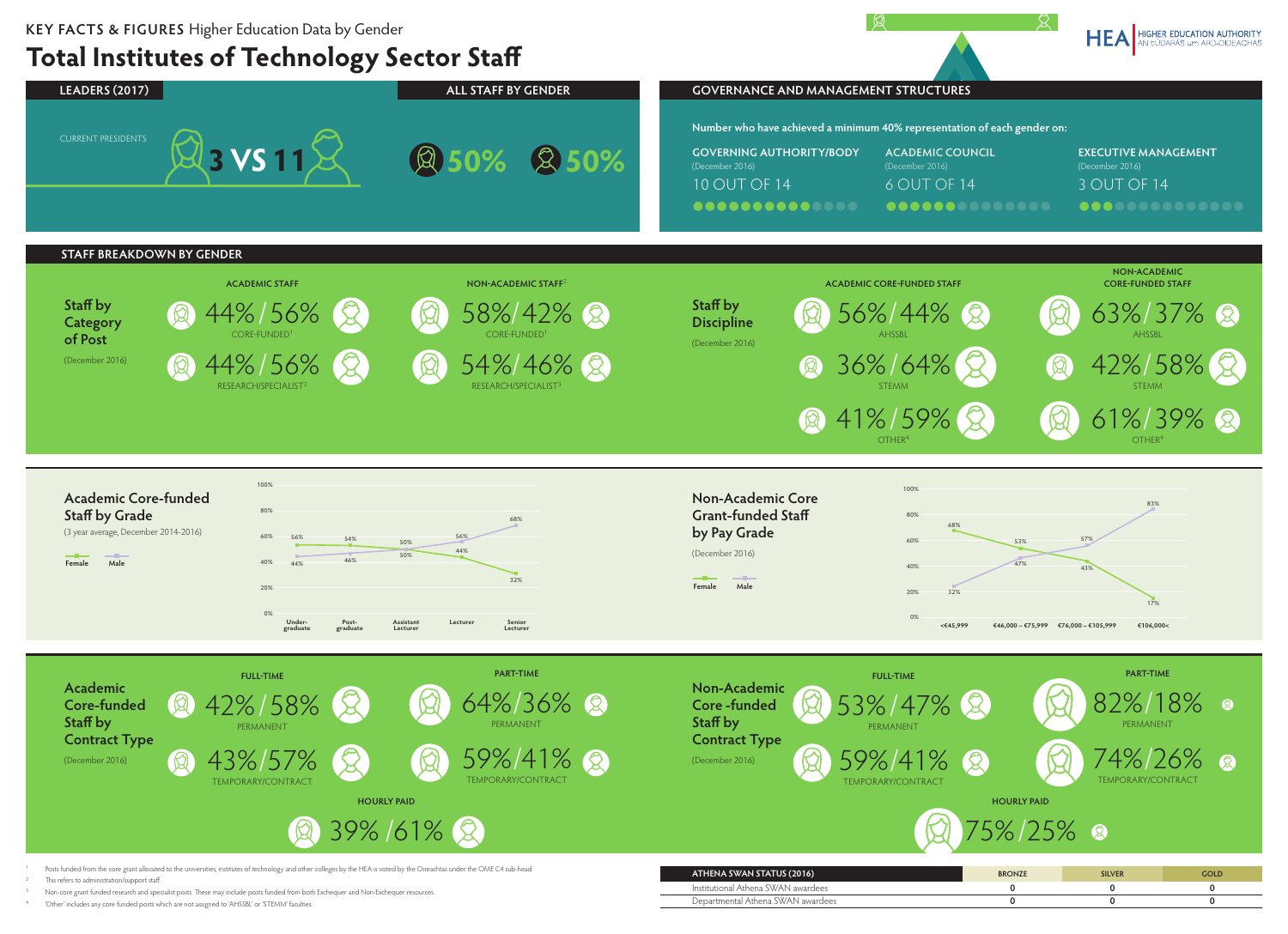KEY FACTS & FIGURES Higher Education Data by Gender

# Total Institutes of Technology Sector Staff

## LEADERS (2017)

CURRENT PRESIDENTS

3 VS 11

## ALL STAFF BY GENDER

50% 50%

## GOVERNANCE AND MANAGEMENT STRUCTURES

**Number who have achieved a minimum 40% representation of each gender on:**

**GOVERNING AUTHORITY/BODY** (December 2016)
10 OUT OF 14

**ACADEMIC COUNCIL** (December 2016)
6 OUT OF 14

**EXECUTIVE MANAGEMENT** (December 2016)
3 OUT OF 14

## STAFF BREAKDOWN BY GENDER

### Staff by Category of Post

(December 2016)

**ACADEMIC STAFF**

44% / 56%
CORE-FUNDED[1]

44% / 56%
RESEARCH/SPECIALIST[3]

**NON-ACADEMIC STAFF[2]**

58% / 42%
CORE-FUNDED[1]

54% / 46%
RESEARCH/SPECIALIST[3]

### Staff by Discipline

(December 2016)

**ACADEMIC CORE-FUNDED STAFF**

56% / 44%
AHSSBL

36% / 64%
STEMM

41% / 59%
OTHER[4]

**NON-ACADEMIC CORE-FUNDED STAFF**

63% / 37%
AHSSBL

42% / 58%
STEMM

61% / 39%
OTHER[4]

### Academic Core-funded Staff by Grade

(3 year average, December 2014-2016)

Female
Male

100%
80%
60%
40%
20%
0%

56% 54% 50% 56% 68%
44% 46% 50% 44% 32%

Under-graduate
Post-graduate
Assistant Lecturer
Lecturer
Senior Lecturer

### Non-Academic Core Grant-funded Staff by Pay Grade

(December 2016)

Female
Male

100%
80%
60%
40%
20%
0%

68% 53% 57% 83%
32% 47% 43% 17%

<€45,999
€46,000 – €75,999
€76,000 – €105,999
€106,000<

### Academic Core-funded Staff by Contract Type

(December 2016)

**FULL-TIME**

42% / 58%
PERMANENT

43% / 57%
TEMPORARY/CONTRACT

**PART-TIME**

64% / 36%
PERMANENT

59% / 41%
TEMPORARY/CONTRACT

**HOURLY PAID**

39% / 61%

### Non-Academic Core-funded Staff by Contract Type

(December 2016)

**FULL-TIME**

53% / 47%
PERMANENT

59% / 41%
TEMPORARY/CONTRACT

**PART-TIME**

82% / 18%
PERMANENT

74% / 26%
TEMPORARY/CONTRACT

**HOURLY PAID**

75% / 25%

[1] Posts funded from the core grant allocated to the universities, institutes of technology and other colleges by the HEA is voted by the Oireachtas under the OME C4 sub-head.
[2] This refers to administration/support staff.
[3] Non-core grant funded research and specialist posts. These may include posts funded from both Exchequer and Non-Exchequer resources.
[4] 'Other' includes any core funded posts which are not assigned to 'AHSSBL' or 'STEMM' faculties.

| ATHENA SWAN STATUS (2016) | BRONZE | SILVER | GOLD |
|---|---|---|---|
| Institutional Athena SWAN awardees | 0 | 0 | 0 |
| Departmental Athena SWAN awardees | 0 | 0 | 0 |